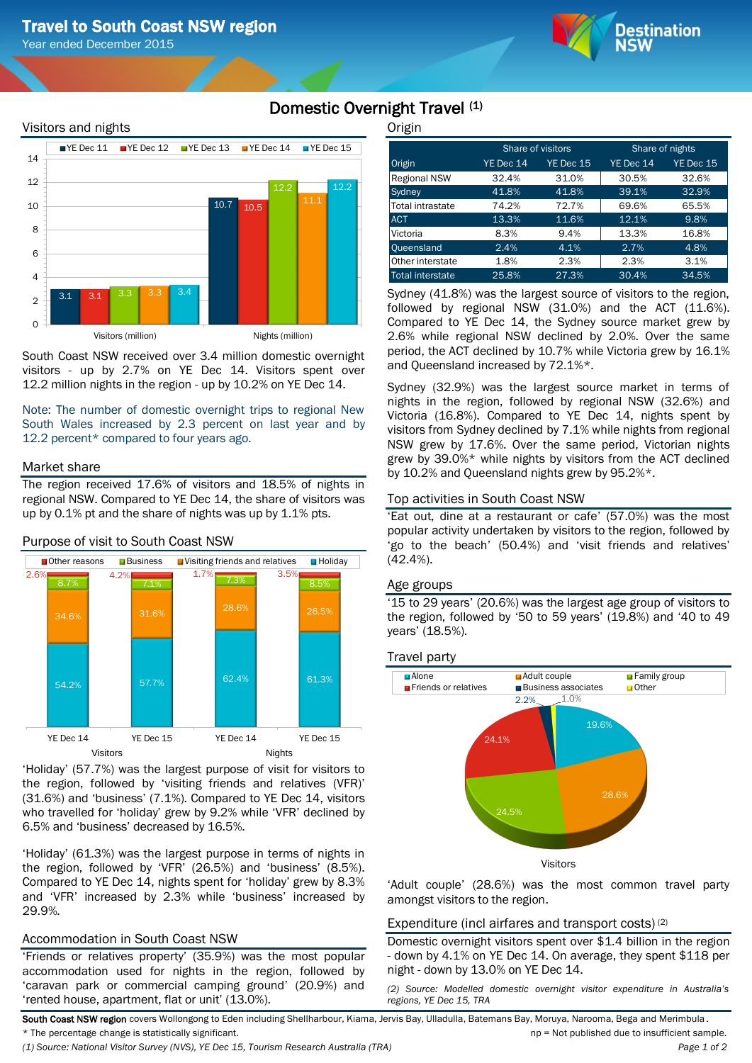# Travel to South Coast NSW region

Year ended December 2015

## Domestic Overnight Travel (1)

### Visitors and nights

| | YE Dec 11 | YE Dec 12 | YE Dec 13 | YE Dec 14 | YE Dec 15 |
|---|---|---|---|---|---|
| Visitors (million) | 3.1 | 3.1 | 3.3 | 3.3 | 3.4 |
| Nights (million) | 10.7 | 10.5 | 12.2 | 11.1 | 12.2 |

South Coast NSW received over 3.4 million domestic overnight visitors - up by 2.7% on YE Dec 14. Visitors spent over 12.2 million nights in the region - up by 10.2% on YE Dec 14.

Note: The number of domestic overnight trips to regional New South Wales increased by 2.3 percent on last year and by 12.2 percent* compared to four years ago.

### Market share

The region received 17.6% of visitors and 18.5% of nights in regional NSW. Compared to YE Dec 14, the share of visitors was up by 0.1% pt and the share of nights was up by 1.1% pts.

### Purpose of visit to South Coast NSW

| | Visitors YE Dec 14 | Visitors YE Dec 15 | Nights YE Dec 14 | Nights YE Dec 15 |
|---|---|---|---|---|
| Other reasons | 2.6% | 4.2% | 1.7% | 3.5% |
| Business | 8.7% | 7.1% | 7.3% | 8.5% |
| Visiting friends and relatives | 34.6% | 31.6% | 28.6% | 26.5% |
| Holiday | 54.2% | 57.7% | 62.4% | 61.3% |

'Holiday' (57.7%) was the largest purpose of visit for visitors to the region, followed by 'visiting friends and relatives (VFR)' (31.6%) and 'business' (7.1%). Compared to YE Dec 14, visitors who travelled for 'holiday' grew by 9.2% while 'VFR' declined by 6.5% and 'business' decreased by 16.5%.

'Holiday' (61.3%) was the largest purpose in terms of nights in the region, followed by 'VFR' (26.5%) and 'business' (8.5%). Compared to YE Dec 14, nights spent for 'holiday' grew by 8.3% and 'VFR' increased by 2.3% while 'business' increased by 29.9%.

### Accommodation in South Coast NSW

'Friends or relatives property' (35.9%) was the most popular accommodation used for nights in the region, followed by 'caravan park or commercial camping ground' (20.9%) and 'rented house, apartment, flat or unit' (13.0%).

### Origin

| | Share of visitors | | Share of nights | |
|---|---|---|---|---|
| Origin | YE Dec 14 | YE Dec 15 | YE Dec 14 | YE Dec 15 |
| Regional NSW | 32.4% | 31.0% | 30.5% | 32.6% |
| Sydney | 41.8% | 41.8% | 39.1% | 32.9% |
| Total intrastate | 74.2% | 72.7% | 69.6% | 65.5% |
| ACT | 13.3% | 11.6% | 12.1% | 9.8% |
| Victoria | 8.3% | 9.4% | 13.3% | 16.8% |
| Queensland | 2.4% | 4.1% | 2.7% | 4.8% |
| Other interstate | 1.8% | 2.3% | 2.3% | 3.1% |
| Total interstate | 25.8% | 27.3% | 30.4% | 34.5% |

Sydney (41.8%) was the largest source of visitors to the region, followed by regional NSW (31.0%) and the ACT (11.6%). Compared to YE Dec 14, the Sydney source market grew by 2.6% while regional NSW declined by 2.0%. Over the same period, the ACT declined by 10.7% while Victoria grew by 16.1% and Queensland increased by 72.1%*.

Sydney (32.9%) was the largest source market in terms of nights in the region, followed by regional NSW (32.6%) and Victoria (16.8%). Compared to YE Dec 14, nights spent by visitors from Sydney declined by 7.1% while nights from regional NSW grew by 17.6%. Over the same period, Victorian nights grew by 39.0%* while nights by visitors from the ACT declined by 10.2% and Queensland nights grew by 95.2%*.

### Top activities in South Coast NSW

'Eat out, dine at a restaurant or cafe' (57.0%) was the most popular activity undertaken by visitors to the region, followed by 'go to the beach' (50.4%) and 'visit friends and relatives' (42.4%).

### Age groups

'15 to 29 years' (20.6%) was the largest age group of visitors to the region, followed by '50 to 59 years' (19.8%) and '40 to 49 years' (18.5%).

### Travel party

Visitors

| Travel party | Share |
|---|---|
| Alone | 19.6% |
| Adult couple | 28.6% |
| Family group | 24.5% |
| Friends or relatives | 24.1% |
| Business associates | 2.2% |
| Other | 1.0% |

'Adult couple' (28.6%) was the most common travel party amongst visitors to the region.

### Expenditure (incl airfares and transport costs) (2)

Domestic overnight visitors spent over $1.4 billion in the region - down by 4.1% on YE Dec 14. On average, they spent $118 per night - down by 13.0% on YE Dec 14.

*(2) Source: Modelled domestic overnight visitor expenditure in Australia's regions, YE Dec 15, TRA*

**South Coast NSW region** covers Wollongong to Eden including Shellharbour, Kiama, Jervis Bay, Ulladulla, Batemans Bay, Moruya, Narooma, Bega and Merimbula.

\* The percentage change is statistically significant. np = Not published due to insufficient sample.

*(1) Source: National Visitor Survey (NVS), YE Dec 15, Tourism Research Australia (TRA)*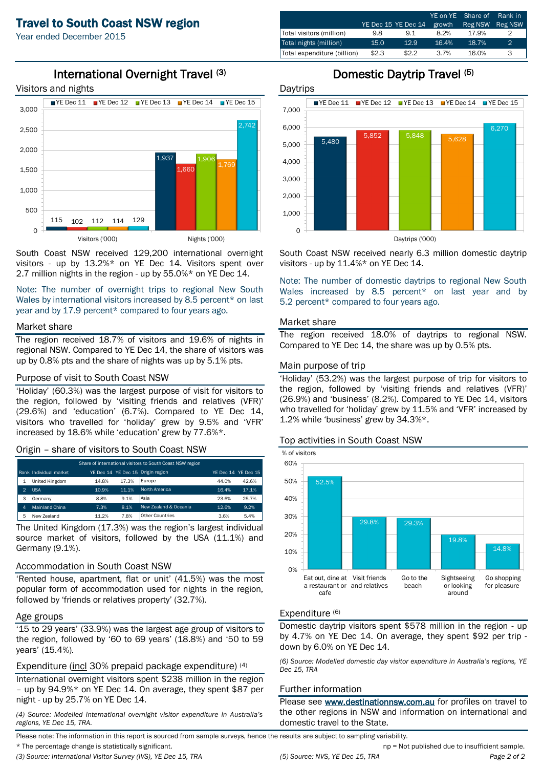# Travel to South Coast NSW region

Year ended December 2015

| | YE Dec 15 | YE Dec 14 | YE on YE growth | Share of Reg NSW | Rank in Reg NSW |
|---|---|---|---|---|---|
| Total visitors (million) | 9.8 | 9.1 | 8.2% | 17.9% | 2 |
| Total nights (million) | 15.0 | 12.9 | 16.4% | 18.7% | 2 |
| Total expenditure (billion) | $2.3 | $2.2 | 3.7% | 16.0% | 3 |

## International Overnight Travel (3)

### Visitors and nights

YE Dec 11 YE Dec 12 YE Dec 13 YE Dec 14 YE Dec 15

3,000
2,500
2,000
1,500
1,000
500
0

115 102 112 114 129
Visitors ('000)

1,937 1,660 1,906 1,769 2,742
Nights ('000)

South Coast NSW received 129,200 international overnight visitors - up by 13.2%* on YE Dec 14. Visitors spent over 2.7 million nights in the region - up by 55.0%* on YE Dec 14.

Note: The number of overnight trips to regional New South Wales by international visitors increased by 8.5 percent* on last year and by 17.9 percent* compared to four years ago.

### Market share

The region received 18.7% of visitors and 19.6% of nights in regional NSW. Compared to YE Dec 14, the share of visitors was up by 0.8% pts and the share of nights was up by 5.1% pts.

### Purpose of visit to South Coast NSW

'Holiday' (60.3%) was the largest purpose of visit for visitors to the region, followed by 'visiting friends and relatives (VFR)' (29.6%) and 'education' (6.7%). Compared to YE Dec 14, visitors who travelled for 'holiday' grew by 9.5% and 'VFR' increased by 18.6% while 'education' grew by 77.6%*.

### Origin – share of visitors to South Coast NSW

| Share of international visitors to South Coast NSW region | | | | | | |
|---|---|---|---|---|---|---|
| Rank | Individual market | YE Dec 14 | YE Dec 15 | Origin region | YE Dec 14 | YE Dec 15 |
| 1 | United Kingdom | 14.8% | 17.3% | Europe | 44.0% | 42.6% |
| 2 | USA | 10.9% | 11.1% | North America | 16.4% | 17.1% |
| 3 | Germany | 8.8% | 9.1% | Asia | 23.6% | 25.7% |
| 4 | Mainland China | 7.3% | 8.1% | New Zealand & Oceania | 12.6% | 9.2% |
| 5 | New Zealand | 11.2% | 7.8% | Other Countries | 3.6% | 5.4% |

The United Kingdom (17.3%) was the region's largest individual source market of visitors, followed by the USA (11.1%) and Germany (9.1%).

### Accommodation in South Coast NSW

'Rented house, apartment, flat or unit' (41.5%) was the most popular form of accommodation used for nights in the region, followed by 'friends or relatives property' (32.7%).

### Age groups

'15 to 29 years' (33.9%) was the largest age group of visitors to the region, followed by '60 to 69 years' (18.8%) and '50 to 59 years' (15.4%).

### Expenditure (incl 30% prepaid package expenditure) (4)

International overnight visitors spent $238 million in the region – up by 94.9%* on YE Dec 14. On average, they spent $87 per night - up by 25.7% on YE Dec 14.

*(4) Source: Modelled international overnight visitor expenditure in Australia's regions, YE Dec 15, TRA.*

## Domestic Daytrip Travel (5)

### Daytrips

YE Dec 11 YE Dec 12 YE Dec 13 YE Dec 14 YE Dec 15

7,000
6,000
5,000
4,000
3,000
2,000
1,000
0

5,480 5,852 5,848 5,628 6,270
Daytrips ('000)

South Coast NSW received nearly 6.3 million domestic daytrip visitors - up by 11.4%* on YE Dec 14.

Note: The number of domestic daytrips to regional New South Wales increased by 8.5 percent* on last year and by 5.2 percent* compared to four years ago.

### Market share

The region received 18.0% of daytrips to regional NSW. Compared to YE Dec 14, the share was up by 0.5% pts.

### Main purpose of trip

'Holiday' (53.2%) was the largest purpose of trip for visitors to the region, followed by 'visiting friends and relatives (VFR)' (26.9%) and 'business' (8.2%). Compared to YE Dec 14, visitors who travelled for 'holiday' grew by 11.5% and 'VFR' increased by 1.2% while 'business' grew by 34.3%*.

### Top activities in South Coast NSW

% of visitors

60%
50%
40%
30%
20%
10%
0%

52.5% Eat out, dine at a restaurant or cafe
29.8% Visit friends and relatives
29.3% Go to the beach
19.8% Sightseeing or looking around
14.8% Go shopping for pleasure

### Expenditure (6)

Domestic daytrip visitors spent $578 million in the region - up by 4.7% on YE Dec 14. On average, they spent $92 per trip - down by 6.0% on YE Dec 14.

*(6) Source: Modelled domestic day visitor expenditure in Australia's regions, YE Dec 15, TRA*

### Further information

Please see www.destinationnsw.com.au for profiles on travel to the other regions in NSW and information on international and domestic travel to the State.

Please note: The information in this report is sourced from sample surveys, hence the results are subject to sampling variability.

\* The percentage change is statistically significant.

np = Not published due to insufficient sample.

*(3) Source: International Visitor Survey (IVS), YE Dec 15, TRA*

*(5) Source: NVS, YE Dec 15, TRA*